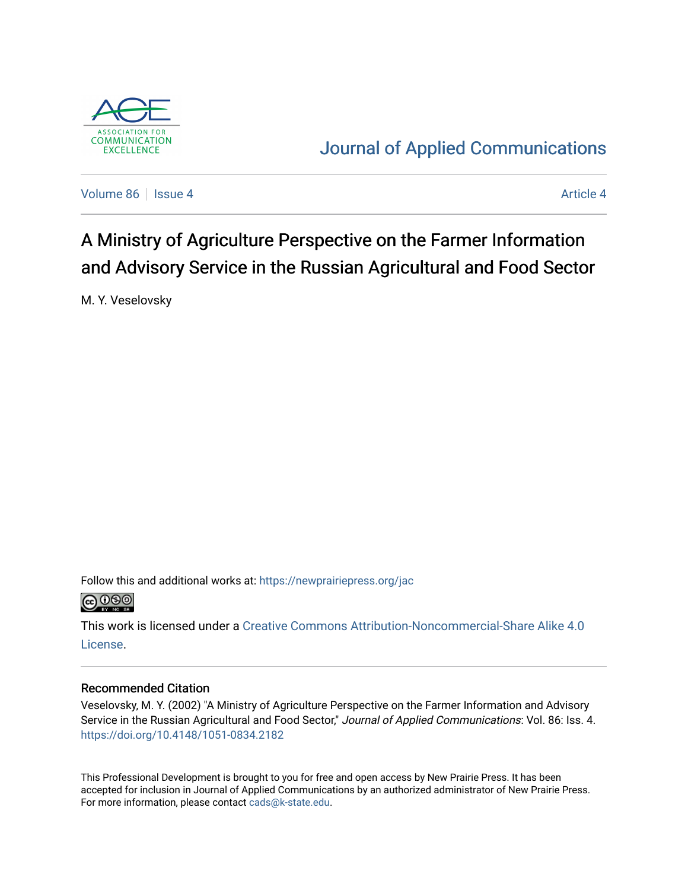ASSOCIATION FOR COMMUNICATION EXCELLENCE

Journal of Applied Communications

Volume 86 | Issue 4 — Article 4

# A Ministry of Agriculture Perspective on the Farmer Information and Advisory Service in the Russian Agricultural and Food Sector

M. Y. Veselovsky

Follow this and additional works at: https://newprairiepress.org/jac

This work is licensed under a Creative Commons Attribution-Noncommercial-Share Alike 4.0 License.

## Recommended Citation

Veselovsky, M. Y. (2002) "A Ministry of Agriculture Perspective on the Farmer Information and Advisory Service in the Russian Agricultural and Food Sector," *Journal of Applied Communications*: Vol. 86: Iss. 4. https://doi.org/10.4148/1051-0834.2182

This Professional Development is brought to you for free and open access by New Prairie Press. It has been accepted for inclusion in Journal of Applied Communications by an authorized administrator of New Prairie Press. For more information, please contact cads@k-state.edu.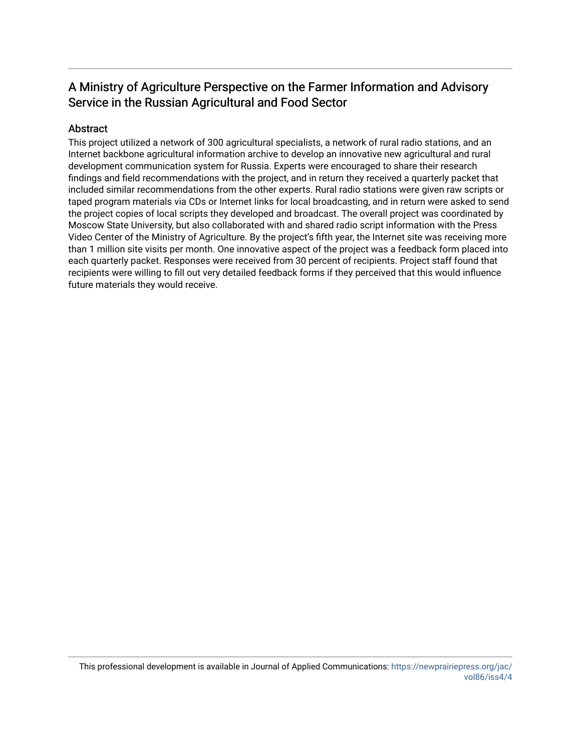## A Ministry of Agriculture Perspective on the Farmer Information and Advisory Service in the Russian Agricultural and Food Sector

### Abstract

This project utilized a network of 300 agricultural specialists, a network of rural radio stations, and an Internet backbone agricultural information archive to develop an innovative new agricultural and rural development communication system for Russia. Experts were encouraged to share their research findings and field recommendations with the project, and in return they received a quarterly packet that included similar recommendations from the other experts. Rural radio stations were given raw scripts or taped program materials via CDs or Internet links for local broadcasting, and in return were asked to send the project copies of local scripts they developed and broadcast. The overall project was coordinated by Moscow State University, but also collaborated with and shared radio script information with the Press Video Center of the Ministry of Agriculture. By the project's fifth year, the Internet site was receiving more than 1 million site visits per month. One innovative aspect of the project was a feedback form placed into each quarterly packet. Responses were received from 30 percent of recipients. Project staff found that recipients were willing to fill out very detailed feedback forms if they perceived that this would influence future materials they would receive.

This professional development is available in Journal of Applied Communications: https://newprairiepress.org/jac/vol86/iss4/4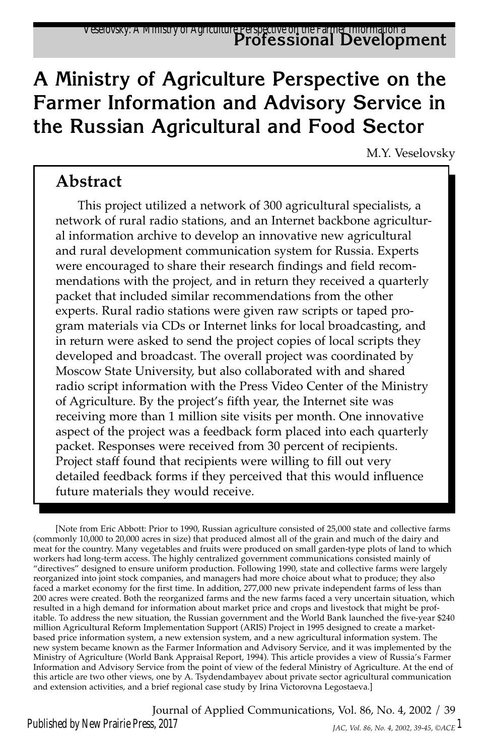# A Ministry of Agriculture Perspective on the Farmer Information and Advisory Service in the Russian Agricultural and Food Sector

M.Y. Veselovsky

## Abstract

This project utilized a network of 300 agricultural specialists, a network of rural radio stations, and an Internet backbone agricultural information archive to develop an innovative new agricultural and rural development communication system for Russia. Experts were encouraged to share their research findings and field recommendations with the project, and in return they received a quarterly packet that included similar recommendations from the other experts. Rural radio stations were given raw scripts or taped program materials via CDs or Internet links for local broadcasting, and in return were asked to send the project copies of local scripts they developed and broadcast. The overall project was coordinated by Moscow State University, but also collaborated with and shared radio script information with the Press Video Center of the Ministry of Agriculture. By the project's fifth year, the Internet site was receiving more than 1 million site visits per month. One innovative aspect of the project was a feedback form placed into each quarterly packet. Responses were received from 30 percent of recipients. Project staff found that recipients were willing to fill out very detailed feedback forms if they perceived that this would influence future materials they would receive.

[Note from Eric Abbott: Prior to 1990, Russian agriculture consisted of 25,000 state and collective farms (commonly 10,000 to 20,000 acres in size) that produced almost all of the grain and much of the dairy and meat for the country. Many vegetables and fruits were produced on small garden-type plots of land to which workers had long-term access. The highly centralized government communications consisted mainly of "directives" designed to ensure uniform production. Following 1990, state and collective farms were largely reorganized into joint stock companies, and managers had more choice about what to produce; they also faced a market economy for the first time. In addition, 277,000 new private independent farms of less than 200 acres were created. Both the reorganized farms and the new farms faced a very uncertain situation, which resulted in a high demand for information about market price and crops and livestock that might be profitable. To address the new situation, the Russian government and the World Bank launched the five-year $240 million Agricultural Reform Implementation Support (ARIS) Project in 1995 designed to create a market-based price information system, a new extension system, and a new agricultural information system. The new system became known as the Farmer Information and Advisory Service, and it was implemented by the Ministry of Agriculture (World Bank Appraisal Report, 1994). This article provides a view of Russia's Farmer Information and Advisory Service from the point of view of the federal Ministry of Agriculture. At the end of this article are two other views, one by A. Tsydendambayev about private sector agricultural communication and extension activities, and a brief regional case study by Irina Victorovna Legostaeva.]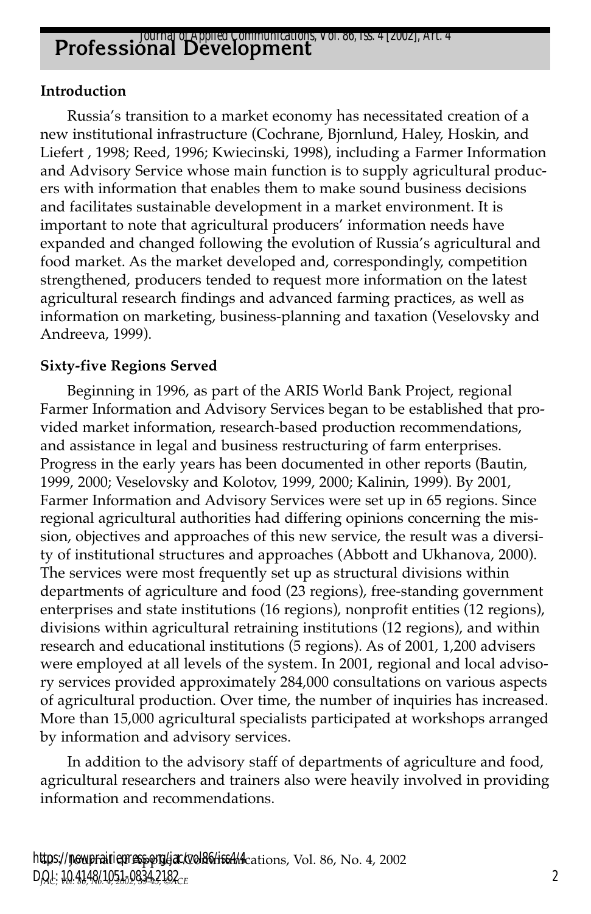## Professional Development

### Introduction

Russia's transition to a market economy has necessitated creation of a new institutional infrastructure (Cochrane, Bjornlund, Haley, Hoskin, and Liefert , 1998; Reed, 1996; Kwiecinski, 1998), including a Farmer Information and Advisory Service whose main function is to supply agricultural producers with information that enables them to make sound business decisions and facilitates sustainable development in a market environment. It is important to note that agricultural producers' information needs have expanded and changed following the evolution of Russia's agricultural and food market. As the market developed and, correspondingly, competition strengthened, producers tended to request more information on the latest agricultural research findings and advanced farming practices, as well as information on marketing, business-planning and taxation (Veselovsky and Andreeva, 1999).

### Sixty-five Regions Served

Beginning in 1996, as part of the ARIS World Bank Project, regional Farmer Information and Advisory Services began to be established that provided market information, research-based production recommendations, and assistance in legal and business restructuring of farm enterprises. Progress in the early years has been documented in other reports (Bautin, 1999, 2000; Veselovsky and Kolotov, 1999, 2000; Kalinin, 1999). By 2001, Farmer Information and Advisory Services were set up in 65 regions. Since regional agricultural authorities had differing opinions concerning the mission, objectives and approaches of this new service, the result was a diversity of institutional structures and approaches (Abbott and Ukhanova, 2000). The services were most frequently set up as structural divisions within departments of agriculture and food (23 regions), free-standing government enterprises and state institutions (16 regions), nonprofit entities (12 regions), divisions within agricultural retraining institutions (12 regions), and within research and educational institutions (5 regions). As of 2001, 1,200 advisers were employed at all levels of the system. In 2001, regional and local advisory services provided approximately 284,000 consultations on various aspects of agricultural production. Over time, the number of inquiries has increased. More than 15,000 agricultural specialists participated at workshops arranged by information and advisory services.

In addition to the advisory staff of departments of agriculture and food, agricultural researchers and trainers also were heavily involved in providing information and recommendations.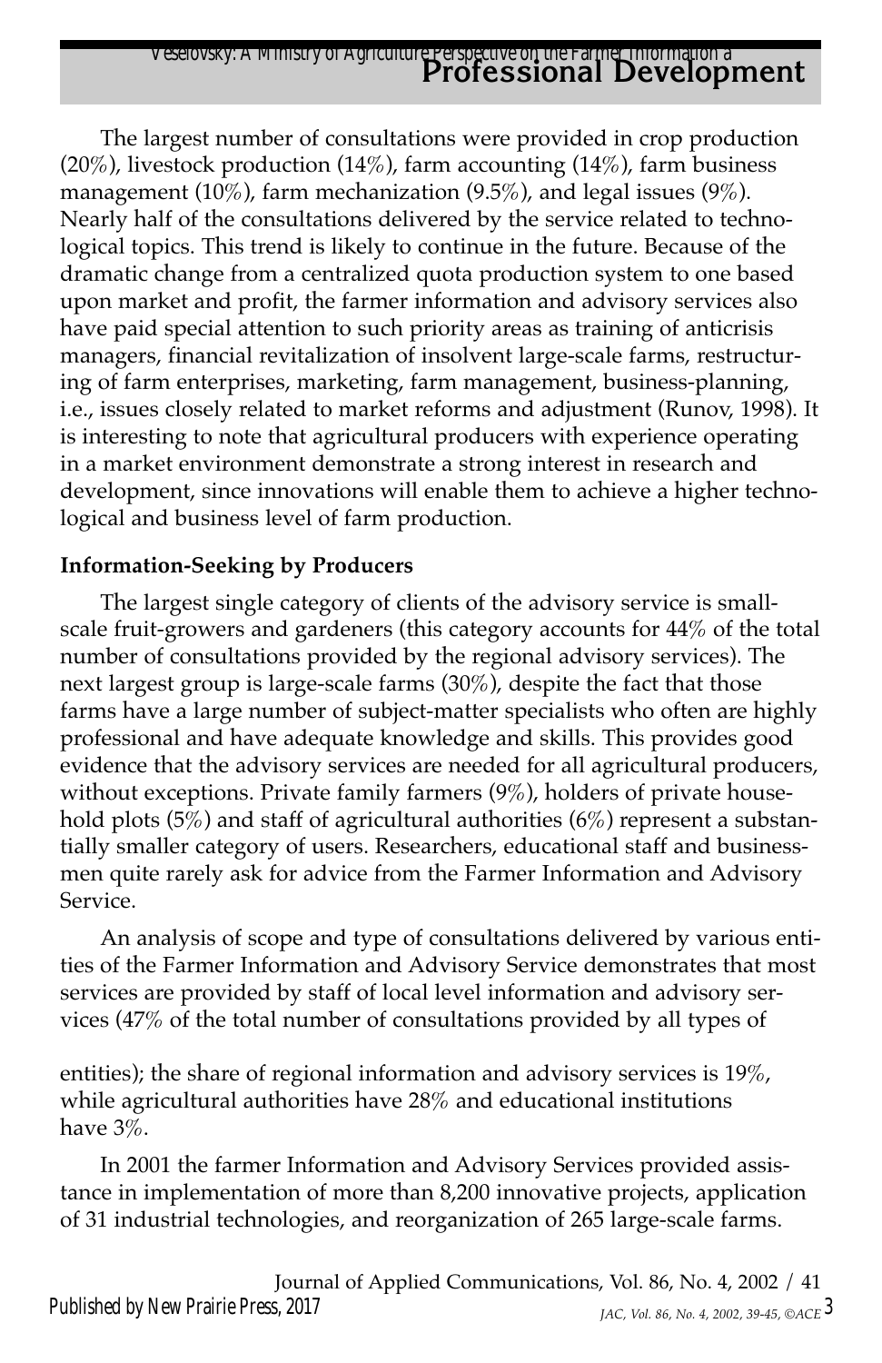The largest number of consultations were provided in crop production (20%), livestock production (14%), farm accounting (14%), farm business management (10%), farm mechanization (9.5%), and legal issues (9%). Nearly half of the consultations delivered by the service related to technological topics. This trend is likely to continue in the future. Because of the dramatic change from a centralized quota production system to one based upon market and profit, the farmer information and advisory services also have paid special attention to such priority areas as training of anticrisis managers, financial revitalization of insolvent large-scale farms, restructuring of farm enterprises, marketing, farm management, business-planning, i.e., issues closely related to market reforms and adjustment (Runov, 1998). It is interesting to note that agricultural producers with experience operating in a market environment demonstrate a strong interest in research and development, since innovations will enable them to achieve a higher technological and business level of farm production.

**Information-Seeking by Producers**

The largest single category of clients of the advisory service is small-scale fruit-growers and gardeners (this category accounts for 44% of the total number of consultations provided by the regional advisory services). The next largest group is large-scale farms (30%), despite the fact that those farms have a large number of subject-matter specialists who often are highly professional and have adequate knowledge and skills. This provides good evidence that the advisory services are needed for all agricultural producers, without exceptions. Private family farmers (9%), holders of private household plots (5%) and staff of agricultural authorities (6%) represent a substantially smaller category of users. Researchers, educational staff and businessmen quite rarely ask for advice from the Farmer Information and Advisory Service.

An analysis of scope and type of consultations delivered by various entities of the Farmer Information and Advisory Service demonstrates that most services are provided by staff of local level information and advisory services (47% of the total number of consultations provided by all types of entities); the share of regional information and advisory services is 19%, while agricultural authorities have 28% and educational institutions have 3%.

In 2001 the farmer Information and Advisory Services provided assistance in implementation of more than 8,200 innovative projects, application of 31 industrial technologies, and reorganization of 265 large-scale farms.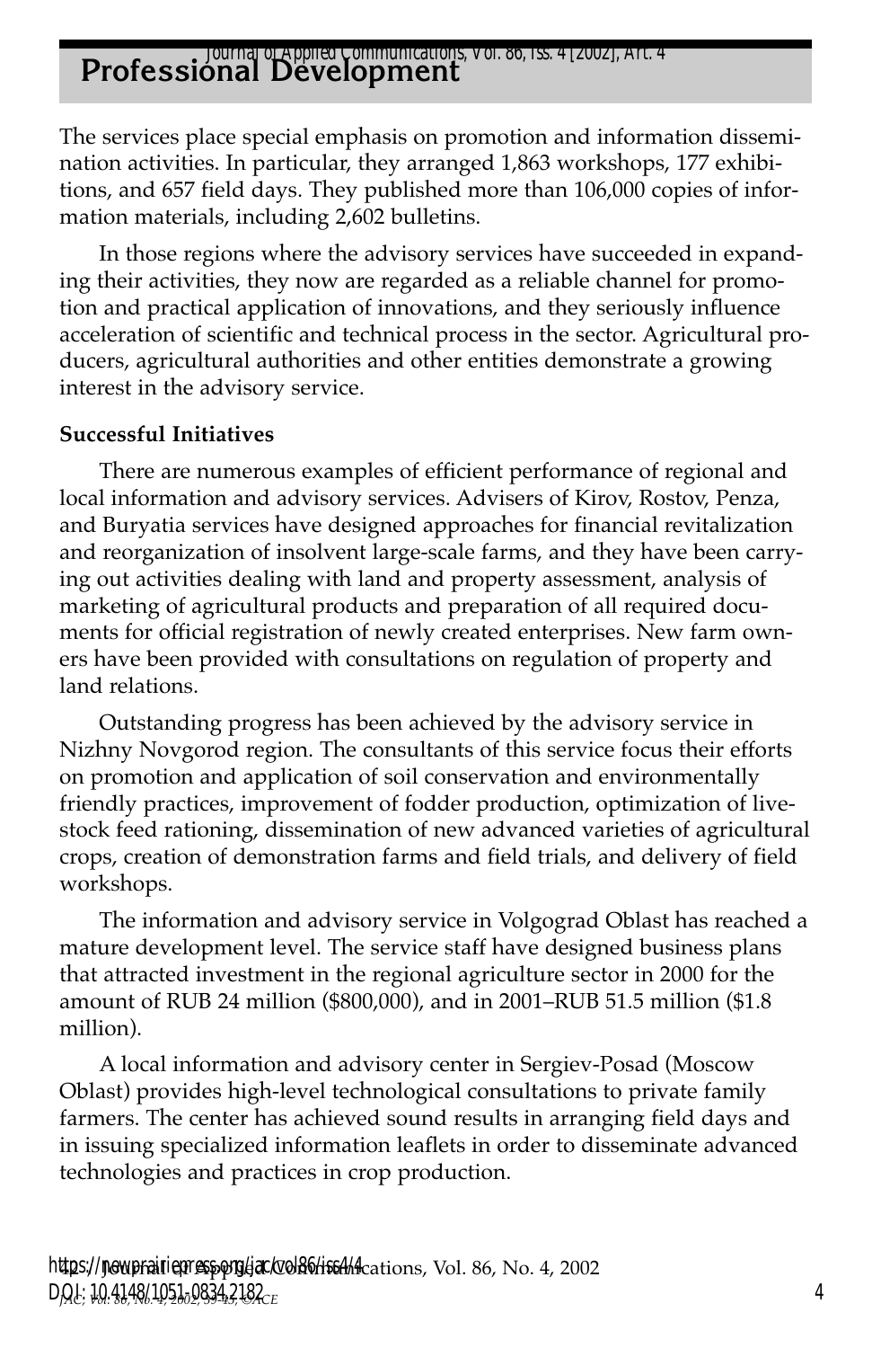The services place special emphasis on promotion and information dissemination activities. In particular, they arranged 1,863 workshops, 177 exhibitions, and 657 field days. They published more than 106,000 copies of information materials, including 2,602 bulletins.

In those regions where the advisory services have succeeded in expanding their activities, they now are regarded as a reliable channel for promotion and practical application of innovations, and they seriously influence acceleration of scientific and technical process in the sector. Agricultural producers, agricultural authorities and other entities demonstrate a growing interest in the advisory service.

**Successful Initiatives**

There are numerous examples of efficient performance of regional and local information and advisory services. Advisers of Kirov, Rostov, Penza, and Buryatia services have designed approaches for financial revitalization and reorganization of insolvent large-scale farms, and they have been carrying out activities dealing with land and property assessment, analysis of marketing of agricultural products and preparation of all required documents for official registration of newly created enterprises. New farm owners have been provided with consultations on regulation of property and land relations.

Outstanding progress has been achieved by the advisory service in Nizhny Novgorod region. The consultants of this service focus their efforts on promotion and application of soil conservation and environmentally friendly practices, improvement of fodder production, optimization of livestock feed rationing, dissemination of new advanced varieties of agricultural crops, creation of demonstration farms and field trials, and delivery of field workshops.

The information and advisory service in Volgograd Oblast has reached a mature development level. The service staff have designed business plans that attracted investment in the regional agriculture sector in 2000 for the amount of RUB 24 million ($800,000), and in 2001–RUB 51.5 million ($1.8 million).

A local information and advisory center in Sergiev-Posad (Moscow Oblast) provides high-level technological consultations to private family farmers. The center has achieved sound results in arranging field days and in issuing specialized information leaflets in order to disseminate advanced technologies and practices in crop production.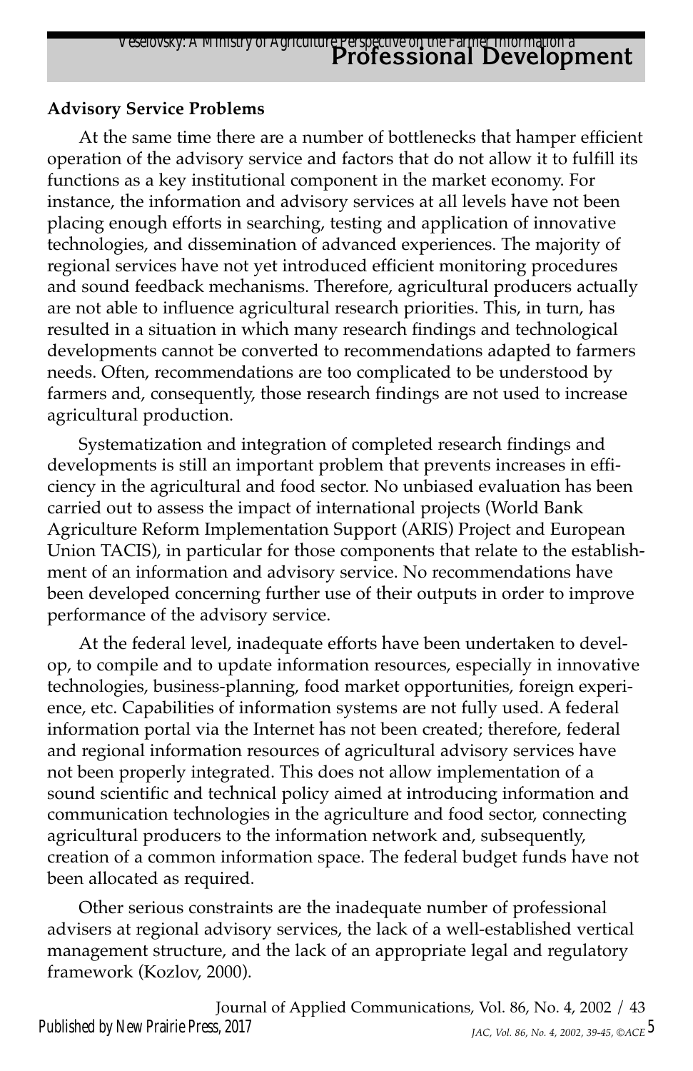**Advisory Service Problems**

At the same time there are a number of bottlenecks that hamper efficient operation of the advisory service and factors that do not allow it to fulfill its functions as a key institutional component in the market economy. For instance, the information and advisory services at all levels have not been placing enough efforts in searching, testing and application of innovative technologies, and dissemination of advanced experiences. The majority of regional services have not yet introduced efficient monitoring procedures and sound feedback mechanisms. Therefore, agricultural producers actually are not able to influence agricultural research priorities. This, in turn, has resulted in a situation in which many research findings and technological developments cannot be converted to recommendations adapted to farmers needs. Often, recommendations are too complicated to be understood by farmers and, consequently, those research findings are not used to increase agricultural production.

Systematization and integration of completed research findings and developments is still an important problem that prevents increases in efficiency in the agricultural and food sector. No unbiased evaluation has been carried out to assess the impact of international projects (World Bank Agriculture Reform Implementation Support (ARIS) Project and European Union TACIS), in particular for those components that relate to the establishment of an information and advisory service. No recommendations have been developed concerning further use of their outputs in order to improve performance of the advisory service.

At the federal level, inadequate efforts have been undertaken to develop, to compile and to update information resources, especially in innovative technologies, business-planning, food market opportunities, foreign experience, etc. Capabilities of information systems are not fully used. A federal information portal via the Internet has not been created; therefore, federal and regional information resources of agricultural advisory services have not been properly integrated. This does not allow implementation of a sound scientific and technical policy aimed at introducing information and communication technologies in the agriculture and food sector, connecting agricultural producers to the information network and, subsequently, creation of a common information space. The federal budget funds have not been allocated as required.

Other serious constraints are the inadequate number of professional advisers at regional advisory services, the lack of a well-established vertical management structure, and the lack of an appropriate legal and regulatory framework (Kozlov, 2000).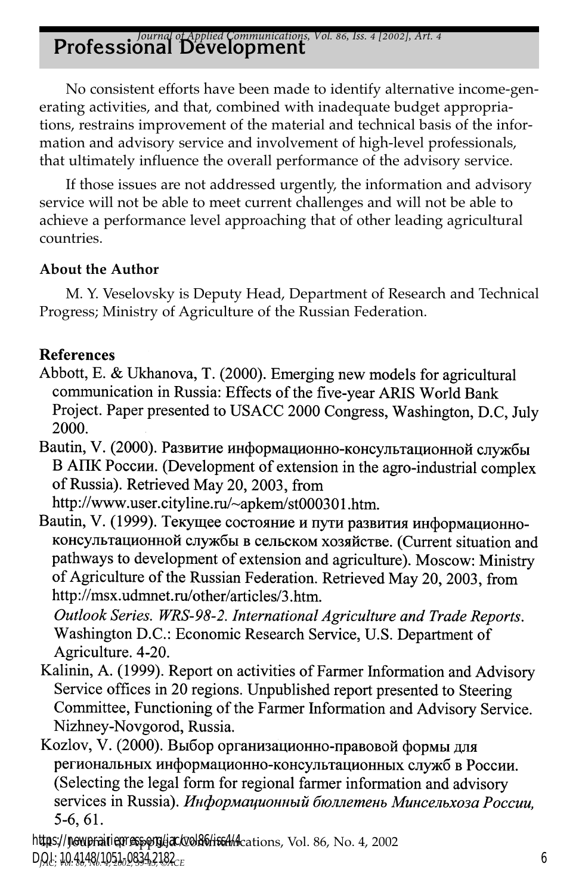No consistent efforts have been made to identify alternative income-generating activities, and that, combined with inadequate budget appropriations, restrains improvement of the material and technical basis of the information and advisory service and involvement of high-level professionals, that ultimately influence the overall performance of the advisory service.

If those issues are not addressed urgently, the information and advisory service will not be able to meet current challenges and will not be able to achieve a performance level approaching that of other leading agricultural countries.

### About the Author

M. Y. Veselovsky is Deputy Head, Department of Research and Technical Progress; Ministry of Agriculture of the Russian Federation.

### References

Abbott, E. & Ukhanova, T. (2000). Emerging new models for agricultural communication in Russia: Effects of the five-year ARIS World Bank Project. Paper presented to USACC 2000 Congress, Washington, D.C, July 2000.

Bautin, V. (2000). Развитие информационно-консультационной службы В АПК России. (Development of extension in the agro-industrial complex of Russia). Retrieved May 20, 2003, from http://www.user.cityline.ru/~apkem/st000301.htm.

Bautin, V. (1999). Текущее состояние и пути развития информационно-консультационной службы в сельском хозяйстве. (Current situation and pathways to development of extension and agriculture). Moscow: Ministry of Agriculture of the Russian Federation. Retrieved May 20, 2003, from http://msx.udmnet.ru/other/articles/3.htm.

*Outlook Series. WRS-98-2. International Agriculture and Trade Reports*. Washington D.C.: Economic Research Service, U.S. Department of Agriculture. 4-20.

Kalinin, A. (1999). Report on activities of Farmer Information and Advisory Service offices in 20 regions. Unpublished report presented to Steering Committee, Functioning of the Farmer Information and Advisory Service. Nizhney-Novgorod, Russia.

Kozlov, V. (2000). Выбор организационно-правовой формы для региональных информационно-консультационных служб в России. (Selecting the legal form for regional farmer information and advisory services in Russia). *Информационный бюллетень Минсельхоза России*, 5-6, 61.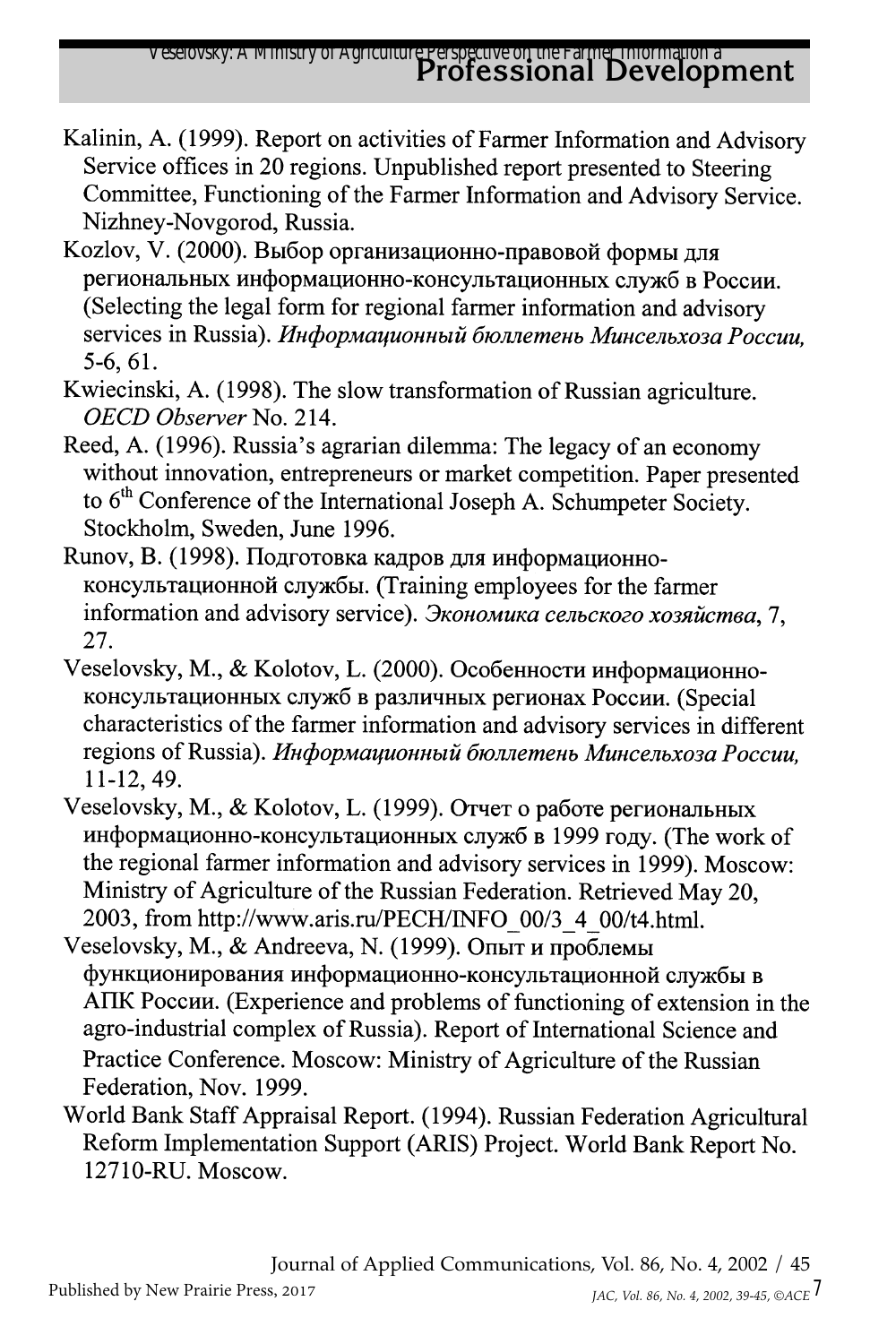Kalinin, A. (1999). Report on activities of Farmer Information and Advisory Service offices in 20 regions. Unpublished report presented to Steering Committee, Functioning of the Farmer Information and Advisory Service. Nizhney-Novgorod, Russia.

Kozlov, V. (2000). Выбор организационно-правовой формы для региональных информационно-консультационных служб в России. (Selecting the legal form for regional farmer information and advisory services in Russia). *Информационный бюллетень Минсельхоза России,* 5-6, 61.

Kwiecinski, A. (1998). The slow transformation of Russian agriculture. *OECD Observer* No. 214.

Reed, A. (1996). Russia's agrarian dilemma: The legacy of an economy without innovation, entrepreneurs or market competition. Paper presented to 6th Conference of the International Joseph A. Schumpeter Society. Stockholm, Sweden, June 1996.

Runov, B. (1998). Подготовка кадров для информационно-консультационной службы. (Training employees for the farmer information and advisory service). *Экономика сельского хозяйства*, 7, 27.

Veselovsky, M., & Kolotov, L. (2000). Особенности информационно-консультационных служб в различных регионах России. (Special characteristics of the farmer information and advisory services in different regions of Russia). *Информационный бюллетень Минсельхоза России,* 11-12, 49.

Veselovsky, M., & Kolotov, L. (1999). Отчет о работе региональных информационно-консультационных служб в 1999 году. (The work of the regional farmer information and advisory services in 1999). Moscow: Ministry of Agriculture of the Russian Federation. Retrieved May 20, 2003, from http://www.aris.ru/PECH/INFO_00/3_4_00/t4.html.

Veselovsky, M., & Andreeva, N. (1999). Опыт и проблемы функционирования информационно-консультационной службы в АПК России. (Experience and problems of functioning of extension in the agro-industrial complex of Russia). Report of International Science and Practice Conference. Moscow: Ministry of Agriculture of the Russian Federation, Nov. 1999.

World Bank Staff Appraisal Report. (1994). Russian Federation Agricultural Reform Implementation Support (ARIS) Project. World Bank Report No. 12710-RU. Moscow.